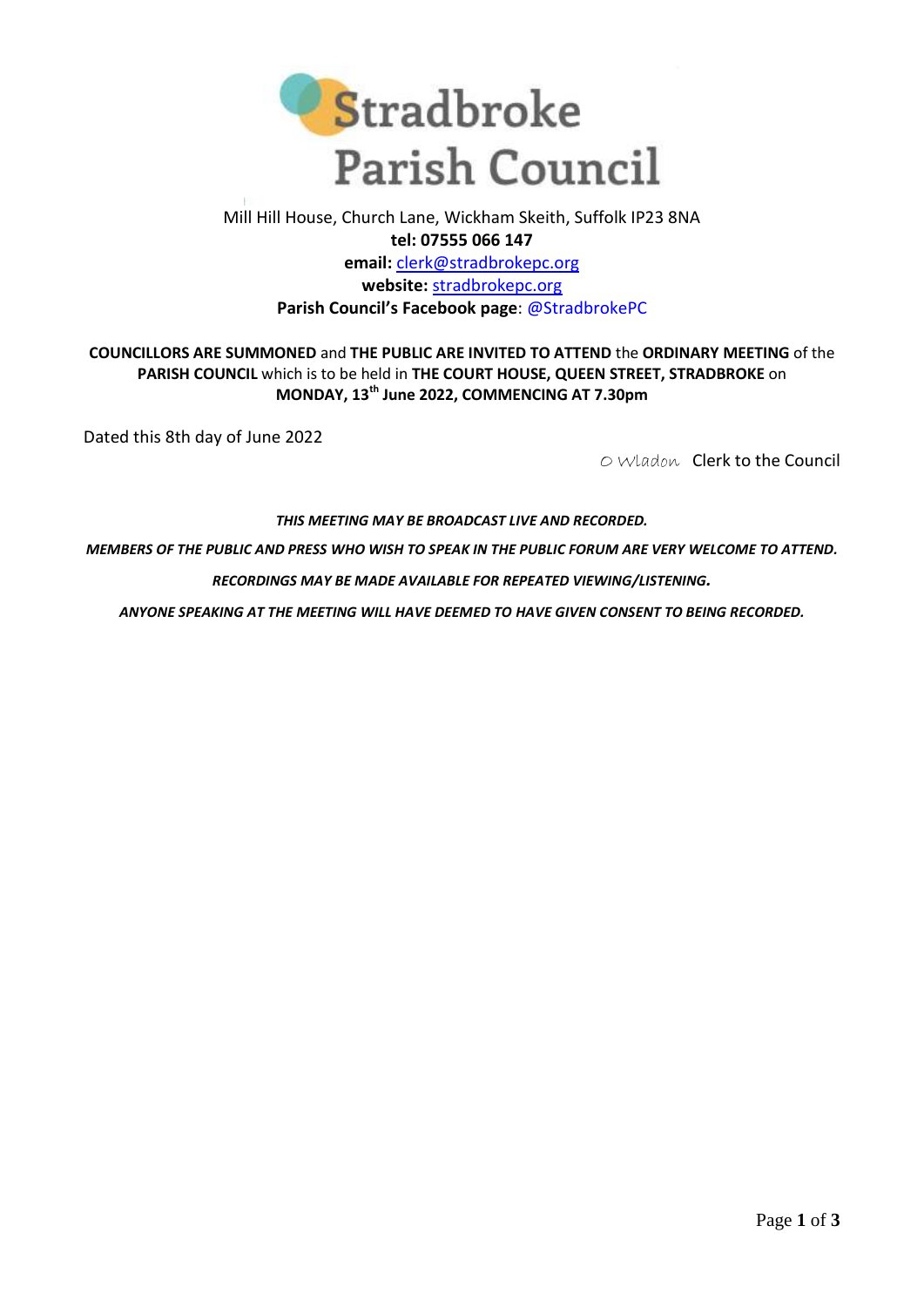# Stradbroke Parish Council

Mill Hill House, Church Lane, Wickham Skeith, Suffolk IP23 8NA

**tel: 07555 066 147**

**email:** clerk@stradbrokepc.org

**website:** stradbrokepc.org

**Parish Council's Facebook page**: @StradbrokePC

**COUNCILLORS ARE SUMMONED** and **THE PUBLIC ARE INVITED TO ATTEND** the **ORDINARY MEETING** of the **PARISH COUNCIL** which is to be held in **THE COURT HOUSE, QUEEN STREET, STRADBROKE** on **MONDAY, 13th June 2022, COMMENCING AT 7.30pm**

Dated this 8th day of June 2022

O Wladon Clerk to the Council

***THIS MEETING MAY BE BROADCAST LIVE AND RECORDED.***

***MEMBERS OF THE PUBLIC AND PRESS WHO WISH TO SPEAK IN THE PUBLIC FORUM ARE VERY WELCOME TO ATTEND.***

***RECORDINGS MAY BE MADE AVAILABLE FOR REPEATED VIEWING/LISTENING.***

***ANYONE SPEAKING AT THE MEETING WILL HAVE DEEMED TO HAVE GIVEN CONSENT TO BEING RECORDED.***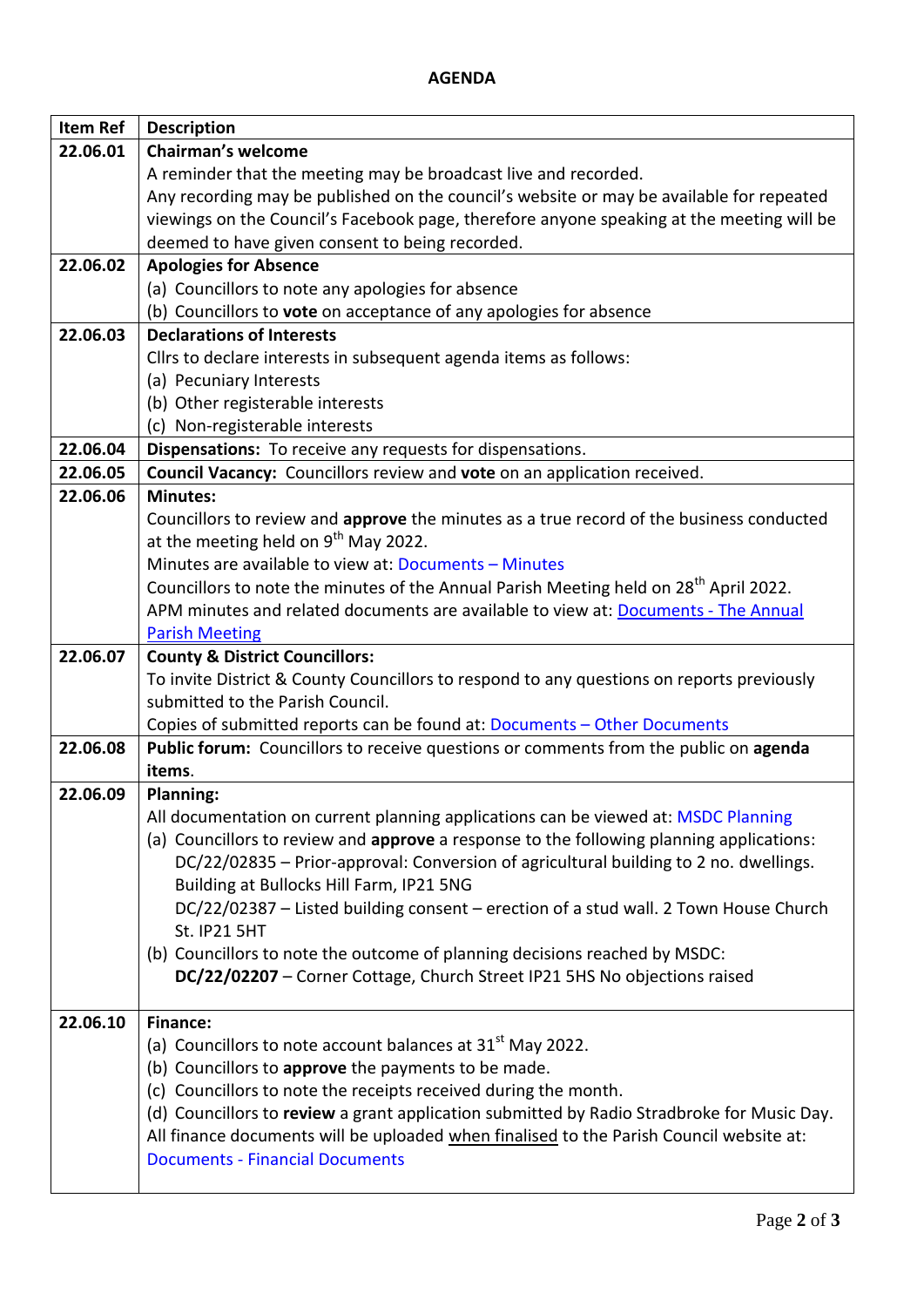**AGENDA**

| Item Ref | Description |
|---|---|
| **22.06.01** | **Chairman's welcome**<br>A reminder that the meeting may be broadcast live and recorded.<br>Any recording may be published on the council's website or may be available for repeated viewings on the Council's Facebook page, therefore anyone speaking at the meeting will be deemed to have given consent to being recorded. |
| **22.06.02** | **Apologies for Absence**<br>(a) Councillors to note any apologies for absence<br>(b) Councillors to **vote** on acceptance of any apologies for absence |
| **22.06.03** | **Declarations of Interests**<br>Cllrs to declare interests in subsequent agenda items as follows:<br>(a) Pecuniary Interests<br>(b) Other registerable interests<br>(c) Non-registerable interests |
| **22.06.04** | **Dispensations:** To receive any requests for dispensations. |
| **22.06.05** | **Council Vacancy:** Councillors review and **vote** on an application received. |
| **22.06.06** | **Minutes:**<br>Councillors to review and **approve** the minutes as a true record of the business conducted at the meeting held on 9th May 2022.<br>Minutes are available to view at: Documents – Minutes<br>Councillors to note the minutes of the Annual Parish Meeting held on 28th April 2022.<br>APM minutes and related documents are available to view at: Documents - The Annual Parish Meeting |
| **22.06.07** | **County & District Councillors:**<br>To invite District & County Councillors to respond to any questions on reports previously submitted to the Parish Council.<br>Copies of submitted reports can be found at: Documents – Other Documents |
| **22.06.08** | **Public forum:** Councillors to receive questions or comments from the public on **agenda items**. |
| **22.06.09** | **Planning:**<br>All documentation on current planning applications can be viewed at: MSDC Planning<br>(a) Councillors to review and **approve** a response to the following planning applications:<br>DC/22/02835 – Prior-approval: Conversion of agricultural building to 2 no. dwellings. Building at Bullocks Hill Farm, IP21 5NG<br>DC/22/02387 – Listed building consent – erection of a stud wall. 2 Town House Church St. IP21 5HT<br>(b) Councillors to note the outcome of planning decisions reached by MSDC:<br>**DC/22/02207** – Corner Cottage, Church Street IP21 5HS No objections raised |
| **22.06.10** | **Finance:**<br>(a) Councillors to note account balances at 31st May 2022.<br>(b) Councillors to **approve** the payments to be made.<br>(c) Councillors to note the receipts received during the month.<br>(d) Councillors to **review** a grant application submitted by Radio Stradbroke for Music Day.<br>All finance documents will be uploaded when finalised to the Parish Council website at: Documents - Financial Documents |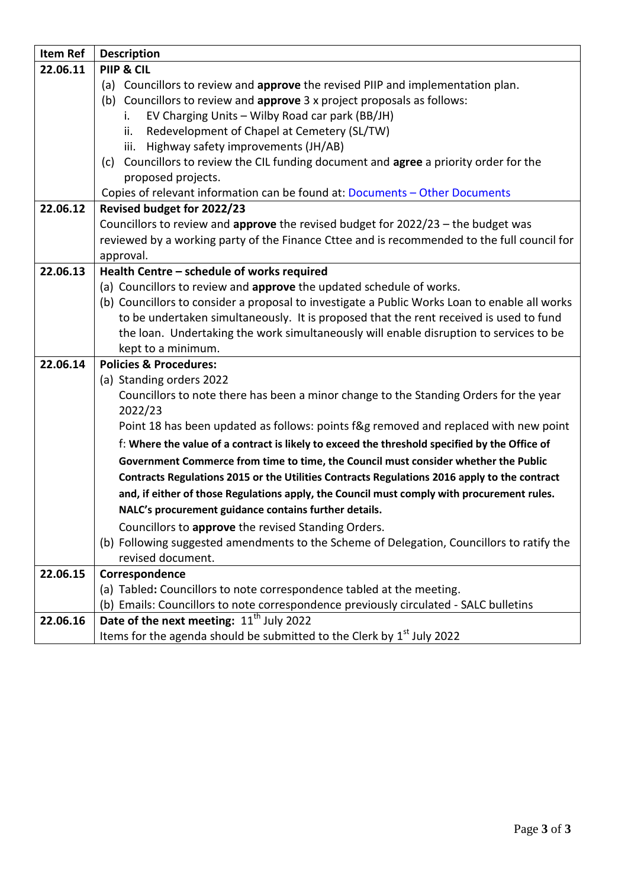| Item Ref | Description |
| --- | --- |
| 22.06.11 | **PIIP & CIL**<br>(a) Councillors to review and **approve** the revised PIIP and implementation plan.<br>(b) Councillors to review and **approve** 3 x project proposals as follows:<br>i. EV Charging Units – Wilby Road car park (BB/JH)<br>ii. Redevelopment of Chapel at Cemetery (SL/TW)<br>iii. Highway safety improvements (JH/AB)<br>(c) Councillors to review the CIL funding document and **agree** a priority order for the proposed projects.<br>Copies of relevant information can be found at: Documents – Other Documents |
| 22.06.12 | **Revised budget for 2022/23**<br>Councillors to review and **approve** the revised budget for 2022/23 – the budget was reviewed by a working party of the Finance Cttee and is recommended to the full council for approval. |
| 22.06.13 | **Health Centre – schedule of works required**<br>(a) Councillors to review and **approve** the updated schedule of works.<br>(b) Councillors to consider a proposal to investigate a Public Works Loan to enable all works to be undertaken simultaneously. It is proposed that the rent received is used to fund the loan. Undertaking the work simultaneously will enable disruption to services to be kept to a minimum. |
| 22.06.14 | **Policies & Procedures:**<br>(a) Standing orders 2022<br>Councillors to note there has been a minor change to the Standing Orders for the year 2022/23<br>Point 18 has been updated as follows: points f&g removed and replaced with new point f: **Where the value of a contract is likely to exceed the threshold specified by the Office of Government Commerce from time to time, the Council must consider whether the Public Contracts Regulations 2015 or the Utilities Contracts Regulations 2016 apply to the contract and, if either of those Regulations apply, the Council must comply with procurement rules. NALC's procurement guidance contains further details.**<br>Councillors to **approve** the revised Standing Orders.<br>(b) Following suggested amendments to the Scheme of Delegation, Councillors to ratify the revised document. |
| 22.06.15 | **Correspondence**<br>(a) Tabled**:** Councillors to note correspondence tabled at the meeting.<br>(b) Emails: Councillors to note correspondence previously circulated - SALC bulletins |
| 22.06.16 | **Date of the next meeting:** 11th July 2022<br>Items for the agenda should be submitted to the Clerk by 1st July 2022 |